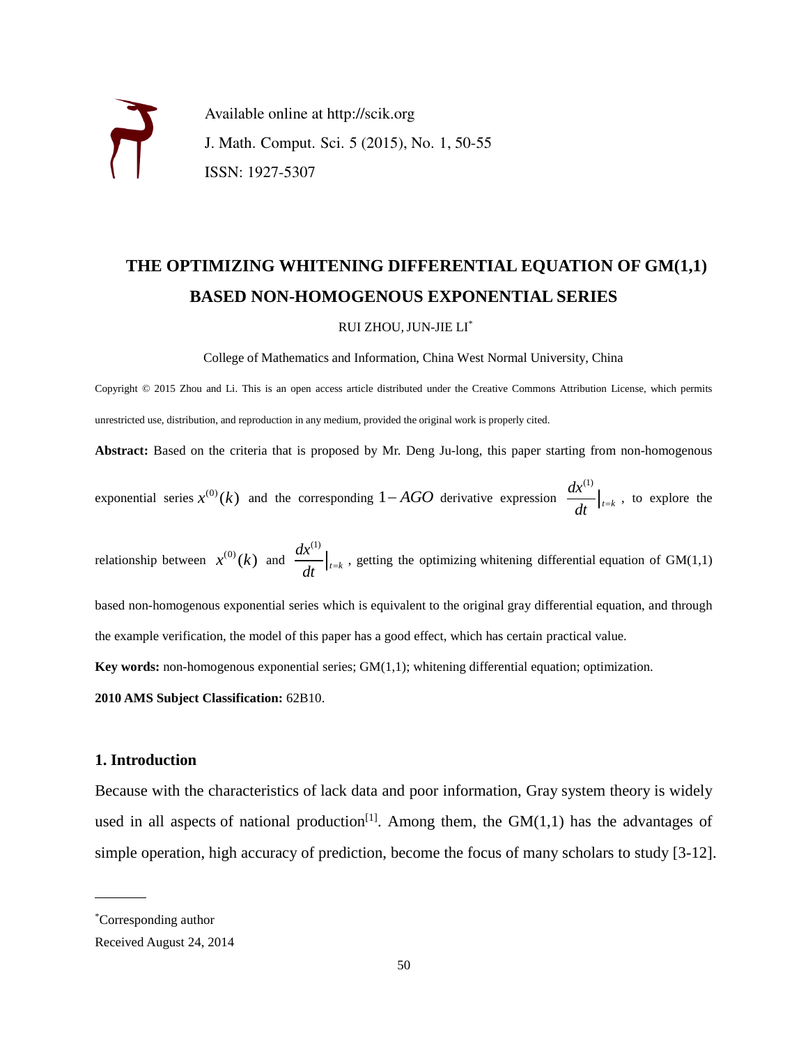Available online at http://scik.org

J. Math. Comput. Sci. 5 (2015), No. 1, 50-55

ISSN: 1927-5307

# THE OPTIMIZING WHITENING DIFFERENTIAL EQUATION OF GM(1,1) BASED NON-HOMOGENOUS EXPONENTIAL SERIES

RUI ZHOU, JUN-JIE LI*

College of Mathematics and Information, China West Normal University, China

Copyright © 2015 Zhou and Li. This is an open access article distributed under the Creative Commons Attribution License, which permits unrestricted use, distribution, and reproduction in any medium, provided the original work is properly cited.

**Abstract:** Based on the criteria that is proposed by Mr. Deng Ju-long, this paper starting from non-homogenous exponential series $x^{(0)}(k)$ and the corresponding $1-AGO$ derivative expression $\frac{dx^{(1)}}{dt}|_{t=k}$, to explore the relationship between $x^{(0)}(k)$ and $\frac{dx^{(1)}}{dt}|_{t=k}$, getting the optimizing whitening differential equation of GM(1,1) based non-homogenous exponential series which is equivalent to the original gray differential equation, and through the example verification, the model of this paper has a good effect, which has certain practical value.

**Key words:** non-homogenous exponential series; GM(1,1); whitening differential equation; optimization.

**2010 AMS Subject Classification:** 62B10.

## 1. Introduction

Because with the characteristics of lack data and poor information, Gray system theory is widely used in all aspects of national production[1]. Among them, the GM(1,1) has the advantages of simple operation, high accuracy of prediction, become the focus of many scholars to study [3-12].

---

*Corresponding author

Received August 24, 2014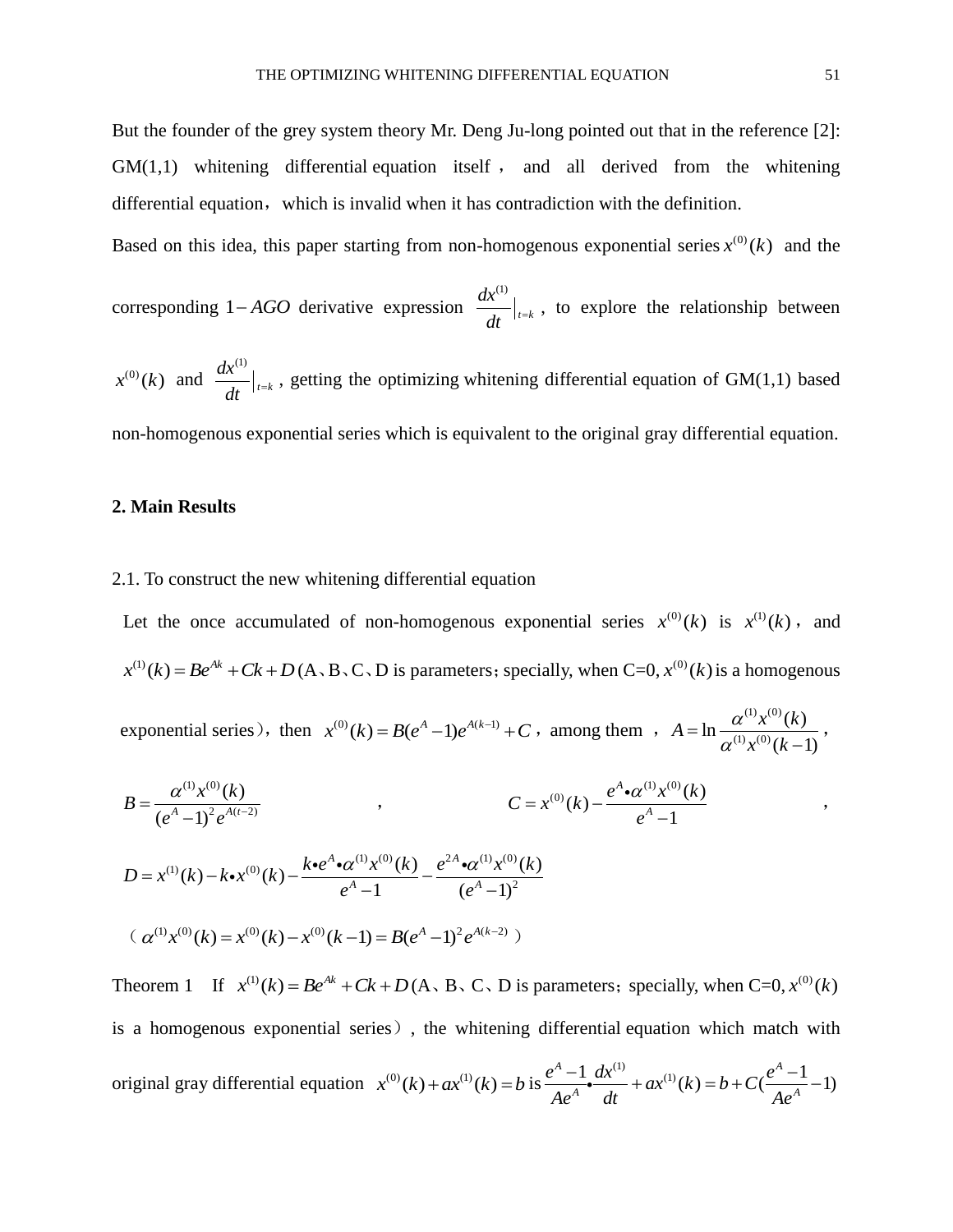But the founder of the grey system theory Mr. Deng Ju-long pointed out that in the reference [2]: GM(1,1) whitening differential equation itself， and all derived from the whitening differential equation，which is invalid when it has contradiction with the definition.

Based on this idea, this paper starting from non-homogenous exponential series $x^{(0)}(k)$ and the corresponding $1-AGO$ derivative expression $\frac{dx^{(1)}}{dt}\big|_{t=k}$, to explore the relationship between $x^{(0)}(k)$ and $\frac{dx^{(1)}}{dt}\big|_{t=k}$, getting the optimizing whitening differential equation of GM(1,1) based non-homogenous exponential series which is equivalent to the original gray differential equation.

## 2. Main Results

### 2.1. To construct the new whitening differential equation

Let the once accumulated of non-homogenous exponential series $x^{(0)}(k)$ is $x^{(1)}(k)$， and $x^{(1)}(k)=Be^{Ak}+Ck+D$ (A、B、C、D is parameters；specially, when C=0, $x^{(0)}(k)$ is a homogenous exponential series），then $x^{(0)}(k)=B(e^{A}-1)e^{A(k-1)}+C$，among them ，$A=\ln\frac{\alpha^{(1)}x^{(0)}(k)}{\alpha^{(1)}x^{(0)}(k-1)}$，

$$B=\frac{\alpha^{(1)}x^{(0)}(k)}{(e^{A}-1)^{2}e^{A(t-2)}}\quad,\quad C=x^{(0)}(k)-\frac{e^{A}\bullet\alpha^{(1)}x^{(0)}(k)}{e^{A}-1}\quad,$$

$$D=x^{(1)}(k)-k\bullet x^{(0)}(k)-\frac{k\bullet e^{A}\bullet\alpha^{(1)}x^{(0)}(k)}{e^{A}-1}-\frac{e^{2A}\bullet\alpha^{(1)}x^{(0)}(k)}{(e^{A}-1)^{2}}$$

（$\alpha^{(1)}x^{(0)}(k)=x^{(0)}(k)-x^{(0)}(k-1)=B(e^{A}-1)^{2}e^{A(k-2)}$）

Theorem 1 If $x^{(1)}(k)=Be^{Ak}+Ck+D$ (A、B、C、D is parameters；specially, when C=0, $x^{(0)}(k)$ is a homogenous exponential series）, the whitening differential equation which match with original gray differential equation $x^{(0)}(k)+ax^{(1)}(k)=b$ is $\frac{e^{A}-1}{Ae^{A}}\bullet\frac{dx^{(1)}}{dt}+ax^{(1)}(k)=b+C(\frac{e^{A}-1}{Ae^{A}}-1)$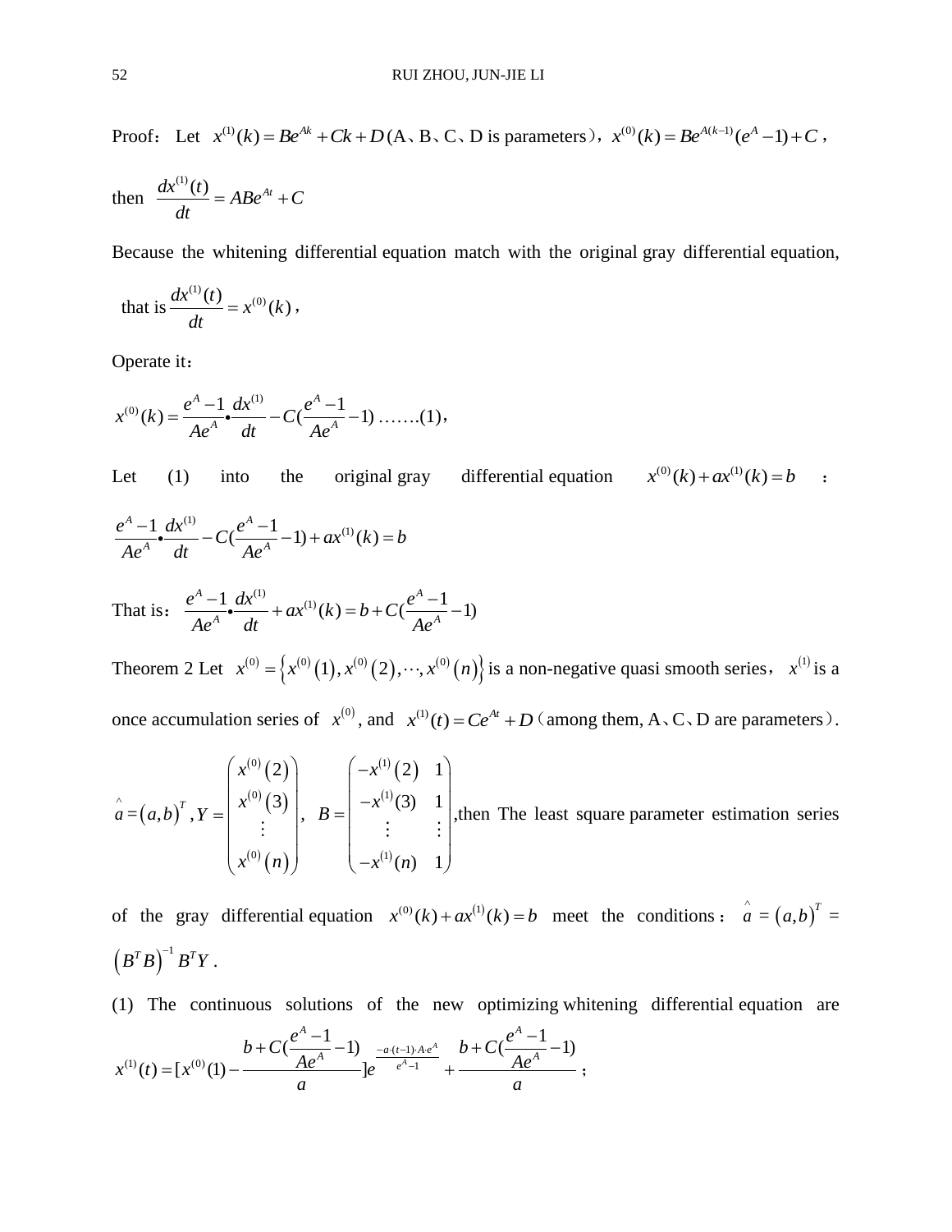Proof： Let $x^{(1)}(k) = Be^{Ak} + Ck + D$ (A、B、C、D is parameters)，$x^{(0)}(k) = Be^{A(k-1)}(e^A - 1) + C$，

then $\dfrac{dx^{(1)}(t)}{dt} = ABe^{At} + C$

Because the whitening differential equation match with the original gray differential equation,

that is $\dfrac{dx^{(1)}(t)}{dt} = x^{(0)}(k)$，

Operate it：

$$x^{(0)}(k) = \frac{e^A - 1}{Ae^A} \bullet \frac{dx^{(1)}}{dt} - C\left(\frac{e^A - 1}{Ae^A} - 1\right) \text{ …….(1)}，$$

Let (1) into the original gray differential equation $x^{(0)}(k) + ax^{(1)}(k) = b$ ：

$$\frac{e^A - 1}{Ae^A} \bullet \frac{dx^{(1)}}{dt} - C\left(\frac{e^A - 1}{Ae^A} - 1\right) + ax^{(1)}(k) = b$$

That is： $\dfrac{e^A - 1}{Ae^A} \bullet \dfrac{dx^{(1)}}{dt} + ax^{(1)}(k) = b + C\left(\dfrac{e^A - 1}{Ae^A} - 1\right)$

Theorem 2 Let $x^{(0)} = \left\{x^{(0)}(1), x^{(0)}(2), \cdots, x^{(0)}(n)\right\}$ is a non-negative quasi smooth series， $x^{(1)}$ is a once accumulation series of $x^{(0)}$, and $x^{(1)}(t) = Ce^{At} + D$（among them, A、C、D are parameters）.

$$\hat{a} = (a, b)^T, Y = \begin{pmatrix} x^{(0)}(2) \\ x^{(0)}(3) \\ \vdots \\ x^{(0)}(n) \end{pmatrix}, \quad B = \begin{pmatrix} -x^{(1)}(2) & 1 \\ -x^{(1)}(3) & 1 \\ \vdots & \vdots \\ -x^{(1)}(n) & 1 \end{pmatrix}$$

,then The least square parameter estimation series of the gray differential equation $x^{(0)}(k) + ax^{(1)}(k) = b$ meet the conditions： $\hat{a} = (a, b)^T = \left(B^T B\right)^{-1} B^T Y$ .

(1) The continuous solutions of the new optimizing whitening differential equation are

$$x^{(1)}(t) = \left[x^{(0)}(1) - \frac{b + C\left(\frac{e^A - 1}{Ae^A} - 1\right)}{a}\right] e^{\frac{-a \cdot (t-1) \cdot A \cdot e^A}{e^A - 1}} + \frac{b + C\left(\frac{e^A - 1}{Ae^A} - 1\right)}{a} \text{ ；}$$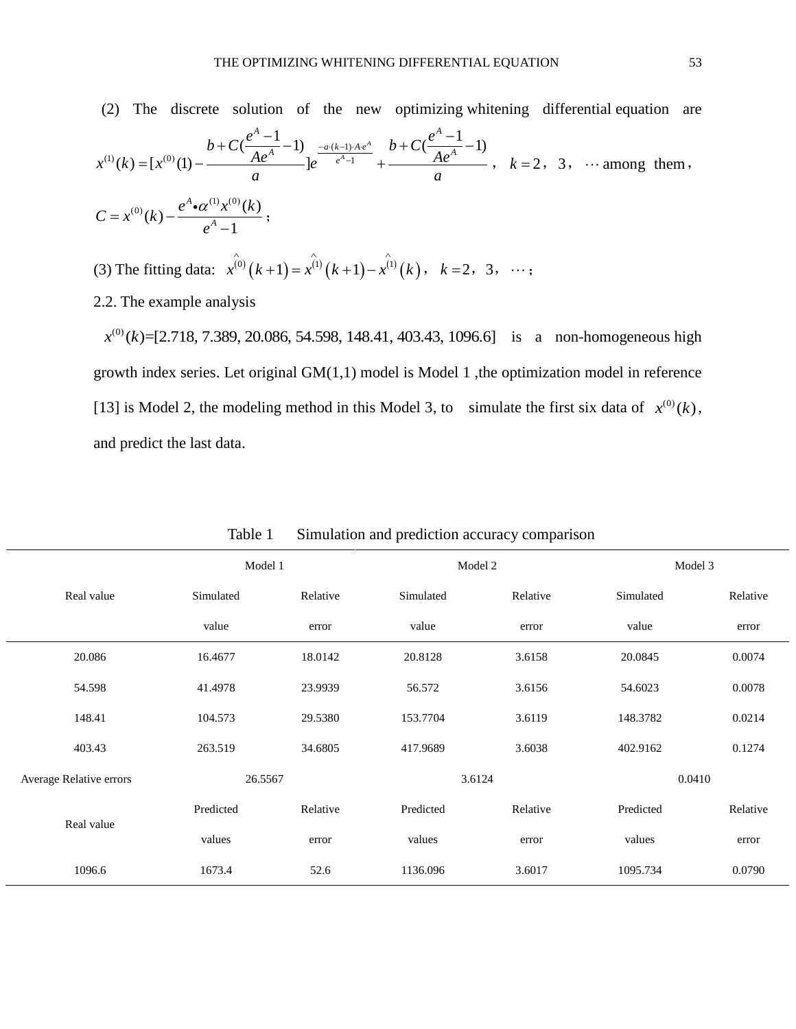(2) The discrete solution of the new optimizing whitening differential equation are $x^{(1)}(k)=[x^{(0)}(1)-\frac{b+C(\frac{e^A-1}{Ae^A}-1)}{a}]e^{\frac{-a\cdot(k-1)\cdot A\cdot e^A}{e^A-1}}+\frac{b+C(\frac{e^A-1}{Ae^A}-1)}{a}$, $k=2, 3, \cdots$ among them, $C=x^{(0)}(k)-\frac{e^A\bullet\alpha^{(1)}x^{(0)}(k)}{e^A-1}$;

(3) The fitting data: $\hat{x}^{(0)}(k+1)=\hat{x}^{(1)}(k+1)-\hat{x}^{(1)}(k)$, $k=2, 3, \cdots$;

2.2. The example analysis

$x^{(0)}(k)$=[2.718, 7.389, 20.086, 54.598, 148.41, 403.43, 1096.6] is a non-homogeneous high growth index series. Let original GM(1,1) model is Model 1 ,the optimization model in reference [13] is Model 2, the modeling method in this Model 3, to simulate the first six data of $x^{(0)}(k)$, and predict the last data.

Table 1 Simulation and prediction accuracy comparison

| Real value | Model 1 | | Model 2 | | Model 3 | |
|---|---|---|---|---|---|---|
| | Simulated value | Relative error | Simulated value | Relative error | Simulated value | Relative error |
| 20.086 | 16.4677 | 18.0142 | 20.8128 | 3.6158 | 20.0845 | 0.0074 |
| 54.598 | 41.4978 | 23.9939 | 56.572 | 3.6156 | 54.6023 | 0.0078 |
| 148.41 | 104.573 | 29.5380 | 153.7704 | 3.6119 | 148.3782 | 0.0214 |
| 403.43 | 263.519 | 34.6805 | 417.9689 | 3.6038 | 402.9162 | 0.1274 |
| Average Relative errors | 26.5567 | | 3.6124 | | 0.0410 | |
| Real value | Predicted values | Relative error | Predicted values | Relative error | Predicted values | Relative error |
| 1096.6 | 1673.4 | 52.6 | 1136.096 | 3.6017 | 1095.734 | 0.0790 |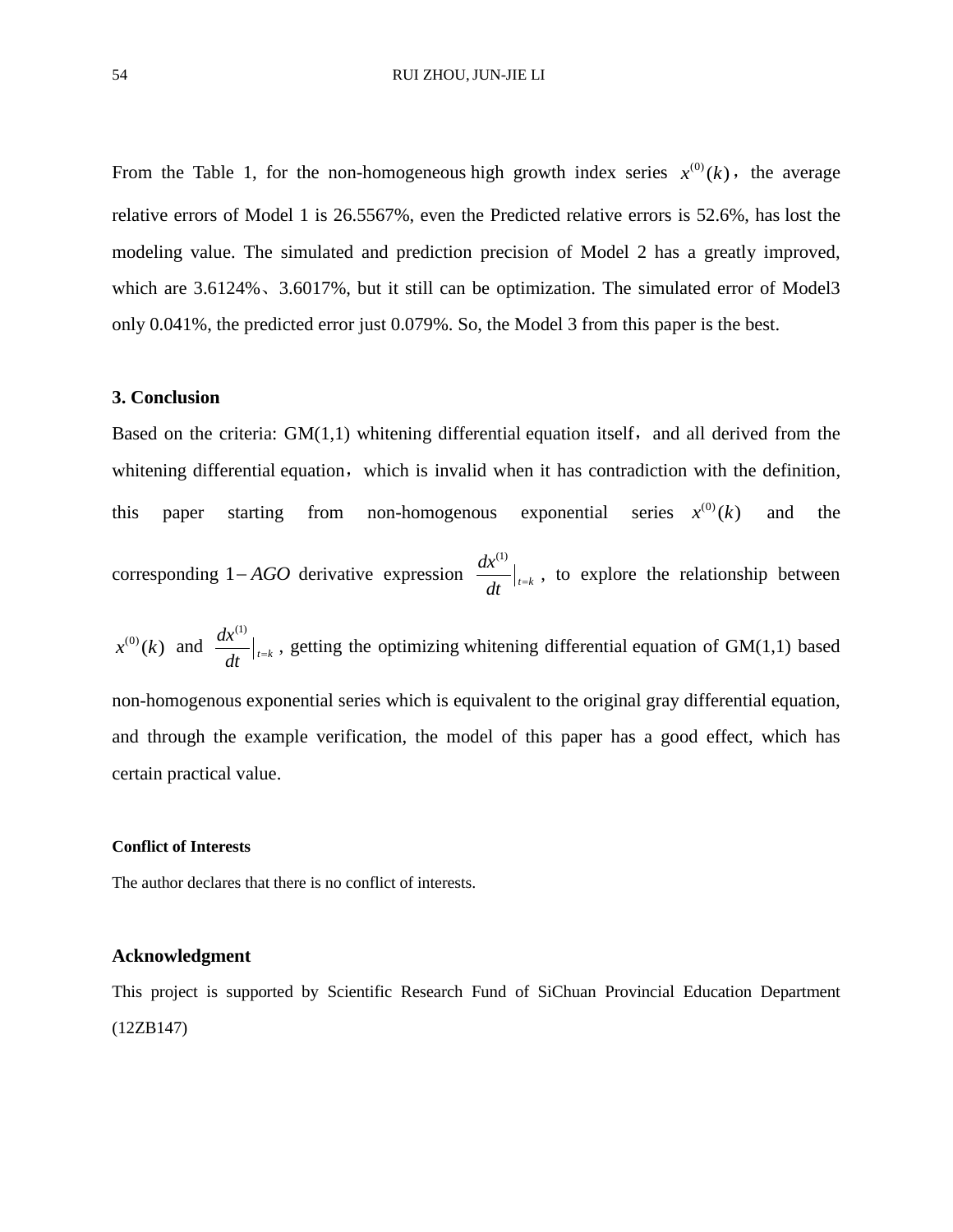From the Table 1, for the non-homogeneous high growth index series $x^{(0)}(k)$, the average relative errors of Model 1 is 26.5567%, even the Predicted relative errors is 52.6%, has lost the modeling value. The simulated and prediction precision of Model 2 has a greatly improved, which are 3.6124%、3.6017%, but it still can be optimization. The simulated error of Model3 only 0.041%, the predicted error just 0.079%. So, the Model 3 from this paper is the best.

### 3. Conclusion

Based on the criteria: GM(1,1) whitening differential equation itself，and all derived from the whitening differential equation，which is invalid when it has contradiction with the definition, this paper starting from non-homogenous exponential series $x^{(0)}(k)$ and the corresponding $1-AGO$ derivative expression $\frac{dx^{(1)}}{dt}|_{t=k}$, to explore the relationship between $x^{(0)}(k)$ and $\frac{dx^{(1)}}{dt}|_{t=k}$, getting the optimizing whitening differential equation of GM(1,1) based non-homogenous exponential series which is equivalent to the original gray differential equation, and through the example verification, the model of this paper has a good effect, which has certain practical value.

#### Conflict of Interests

The author declares that there is no conflict of interests.

### Acknowledgment

This project is supported by Scientific Research Fund of SiChuan Provincial Education Department (12ZB147)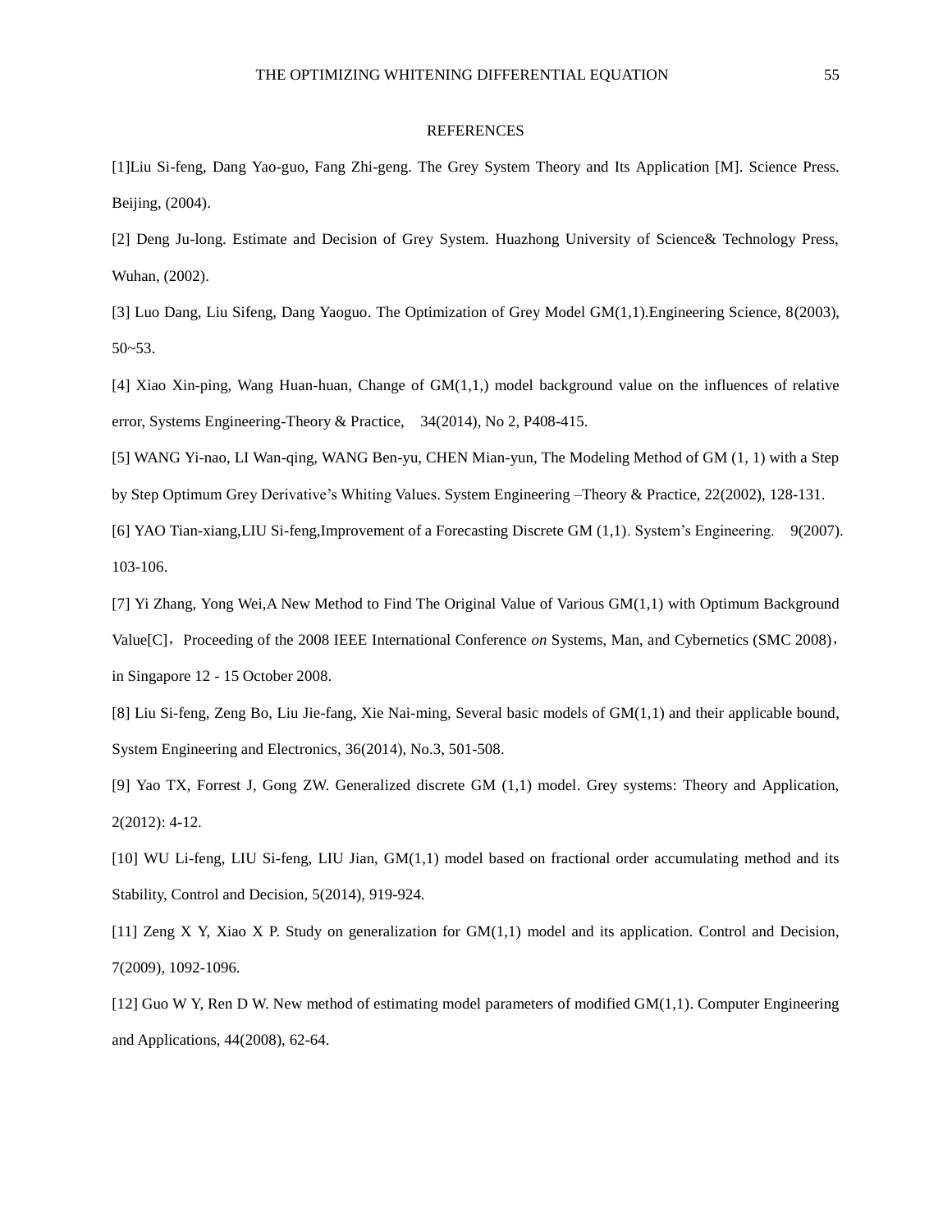## REFERENCES

[1]Liu Si-feng, Dang Yao-guo, Fang Zhi-geng. The Grey System Theory and Its Application [M]. Science Press. Beijing, (2004).

[2] Deng Ju-long. Estimate and Decision of Grey System. Huazhong University of Science& Technology Press, Wuhan, (2002).

[3] Luo Dang, Liu Sifeng, Dang Yaoguo. The Optimization of Grey Model GM(1,1).Engineering Science, 8(2003), 50~53.

[4] Xiao Xin-ping, Wang Huan-huan, Change of GM(1,1,) model background value on the influences of relative error, Systems Engineering-Theory & Practice, 34(2014), No 2, P408-415.

[5] WANG Yi-nao, LI Wan-qing, WANG Ben-yu, CHEN Mian-yun, The Modeling Method of GM (1, 1) with a Step by Step Optimum Grey Derivative's Whiting Values. System Engineering –Theory & Practice, 22(2002), 128-131.

[6] YAO Tian-xiang,LIU Si-feng,Improvement of a Forecasting Discrete GM (1,1). System's Engineering. 9(2007). 103-106.

[7] Yi Zhang, Yong Wei,A New Method to Find The Original Value of Various GM(1,1) with Optimum Background Value[C]，Proceeding of the 2008 IEEE International Conference *on* Systems, Man, and Cybernetics (SMC 2008)，in Singapore 12 - 15 October 2008.

[8] Liu Si-feng, Zeng Bo, Liu Jie-fang, Xie Nai-ming, Several basic models of GM(1,1) and their applicable bound, System Engineering and Electronics, 36(2014), No.3, 501-508.

[9] Yao TX, Forrest J, Gong ZW. Generalized discrete GM (1,1) model. Grey systems: Theory and Application, 2(2012): 4-12.

[10] WU Li-feng, LIU Si-feng, LIU Jian, GM(1,1) model based on fractional order accumulating method and its Stability, Control and Decision, 5(2014), 919-924.

[11] Zeng X Y, Xiao X P. Study on generalization for GM(1,1) model and its application. Control and Decision, 7(2009), 1092-1096.

[12] Guo W Y, Ren D W. New method of estimating model parameters of modified GM(1,1). Computer Engineering and Applications, 44(2008), 62-64.